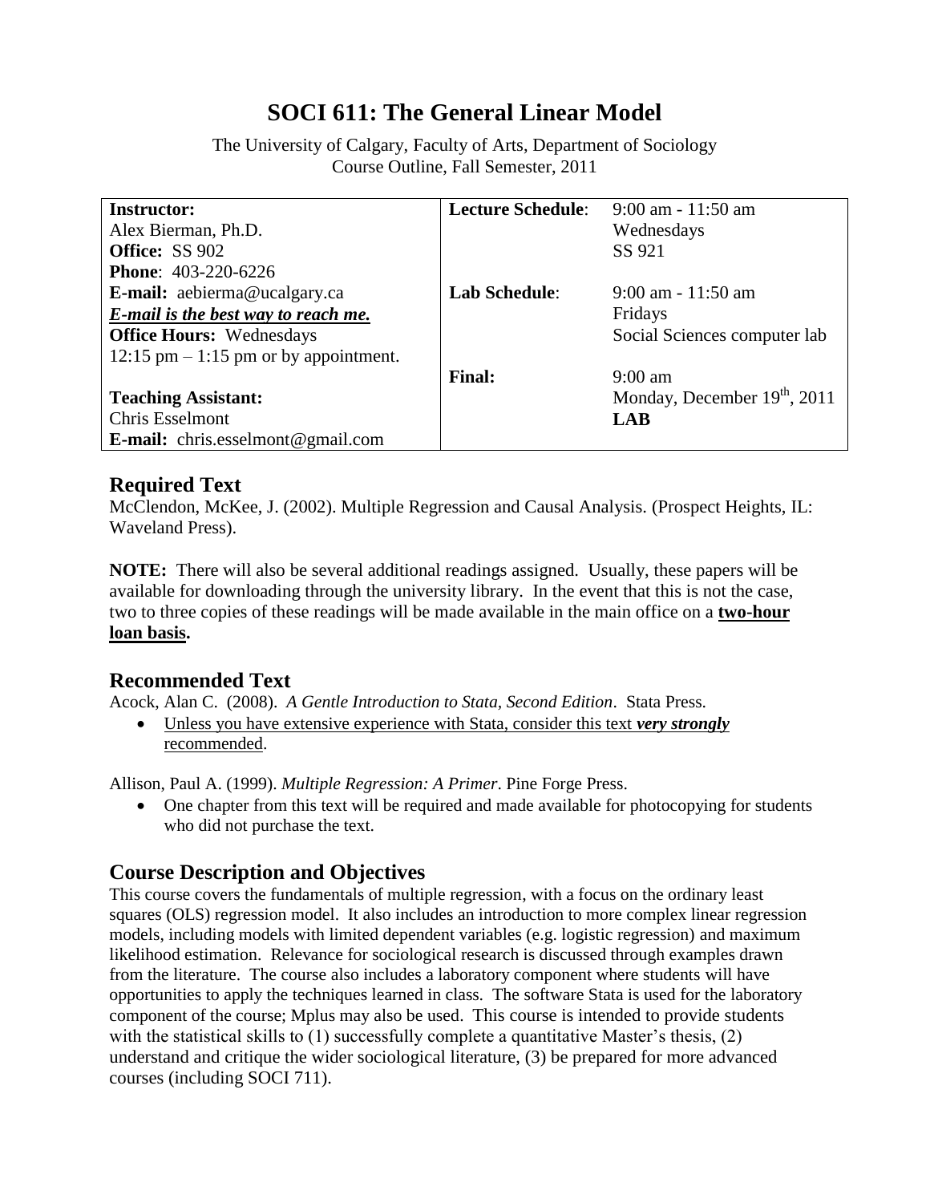# SOCI 611: The General Linear Model

The University of Calgary, Faculty of Arts, Department of Sociology
Course Outline, Fall Semester, 2011

| | | |
|---|---|---|
| **Instructor:**<br>Alex Bierman, Ph.D.<br>**Office:** SS 902<br>**Phone**: 403-220-6226<br>**E-mail:** aebierma@ucalgary.ca<br>***E-mail is the best way to reach me.***<br>**Office Hours:** Wednesdays<br>12:15 pm – 1:15 pm or by appointment. | **Lecture Schedule**:<br><br><br>**Lab Schedule**: | 9:00 am - 11:50 am<br>Wednesdays<br>SS 921<br>9:00 am - 11:50 am<br>Fridays<br>Social Sciences computer lab |
| **Teaching Assistant:**<br>Chris Esselmont<br>**E-mail:** chris.esselmont@gmail.com | **Final:** | 9:00 am<br>Monday, December 19th, 2011<br>**LAB** |

## Required Text

McClendon, McKee, J. (2002). Multiple Regression and Causal Analysis. (Prospect Heights, IL: Waveland Press).

**NOTE:** There will also be several additional readings assigned. Usually, these papers will be available for downloading through the university library. In the event that this is not the case, two to three copies of these readings will be made available in the main office on a **two-hour loan basis.**

## Recommended Text

Acock, Alan C. (2008). *A Gentle Introduction to Stata, Second Edition*. Stata Press.

- Unless you have extensive experience with Stata, consider this text ***very strongly*** recommended.

Allison, Paul A. (1999). *Multiple Regression: A Primer*. Pine Forge Press.

- One chapter from this text will be required and made available for photocopying for students who did not purchase the text.

## Course Description and Objectives

This course covers the fundamentals of multiple regression, with a focus on the ordinary least squares (OLS) regression model. It also includes an introduction to more complex linear regression models, including models with limited dependent variables (e.g. logistic regression) and maximum likelihood estimation. Relevance for sociological research is discussed through examples drawn from the literature. The course also includes a laboratory component where students will have opportunities to apply the techniques learned in class. The software Stata is used for the laboratory component of the course; Mplus may also be used. This course is intended to provide students with the statistical skills to (1) successfully complete a quantitative Master's thesis, (2) understand and critique the wider sociological literature, (3) be prepared for more advanced courses (including SOCI 711).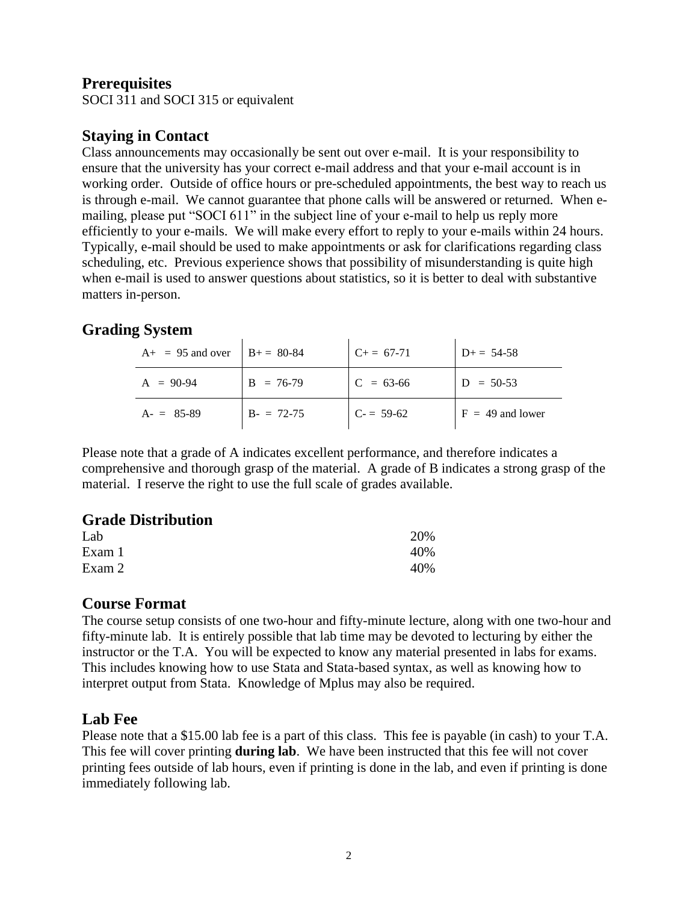## Prerequisites

SOCI 311 and SOCI 315 or equivalent

## Staying in Contact

Class announcements may occasionally be sent out over e-mail. It is your responsibility to ensure that the university has your correct e-mail address and that your e-mail account is in working order. Outside of office hours or pre-scheduled appointments, the best way to reach us is through e-mail. We cannot guarantee that phone calls will be answered or returned. When e-mailing, please put "SOCI 611" in the subject line of your e-mail to help us reply more efficiently to your e-mails. We will make every effort to reply to your e-mails within 24 hours. Typically, e-mail should be used to make appointments or ask for clarifications regarding class scheduling, etc. Previous experience shows that possibility of misunderstanding is quite high when e-mail is used to answer questions about statistics, so it is better to deal with substantive matters in-person.

## Grading System

| | | | |
|---|---|---|---|
| A+ = 95 and over | B+ = 80-84 | C+ = 67-71 | D+ = 54-58 |
| A = 90-94 | B = 76-79 | C = 63-66 | D = 50-53 |
| A- = 85-89 | B- = 72-75 | C- = 59-62 | F = 49 and lower |

Please note that a grade of A indicates excellent performance, and therefore indicates a comprehensive and thorough grasp of the material. A grade of B indicates a strong grasp of the material. I reserve the right to use the full scale of grades available.

## Grade Distribution

| | |
|---|---|
| Lab | 20% |
| Exam 1 | 40% |
| Exam 2 | 40% |

## Course Format

The course setup consists of one two-hour and fifty-minute lecture, along with one two-hour and fifty-minute lab. It is entirely possible that lab time may be devoted to lecturing by either the instructor or the T.A. You will be expected to know any material presented in labs for exams. This includes knowing how to use Stata and Stata-based syntax, as well as knowing how to interpret output from Stata. Knowledge of Mplus may also be required.

## Lab Fee

Please note that a $15.00 lab fee is a part of this class. This fee is payable (in cash) to your T.A. This fee will cover printing **during lab**. We have been instructed that this fee will not cover printing fees outside of lab hours, even if printing is done in the lab, and even if printing is done immediately following lab.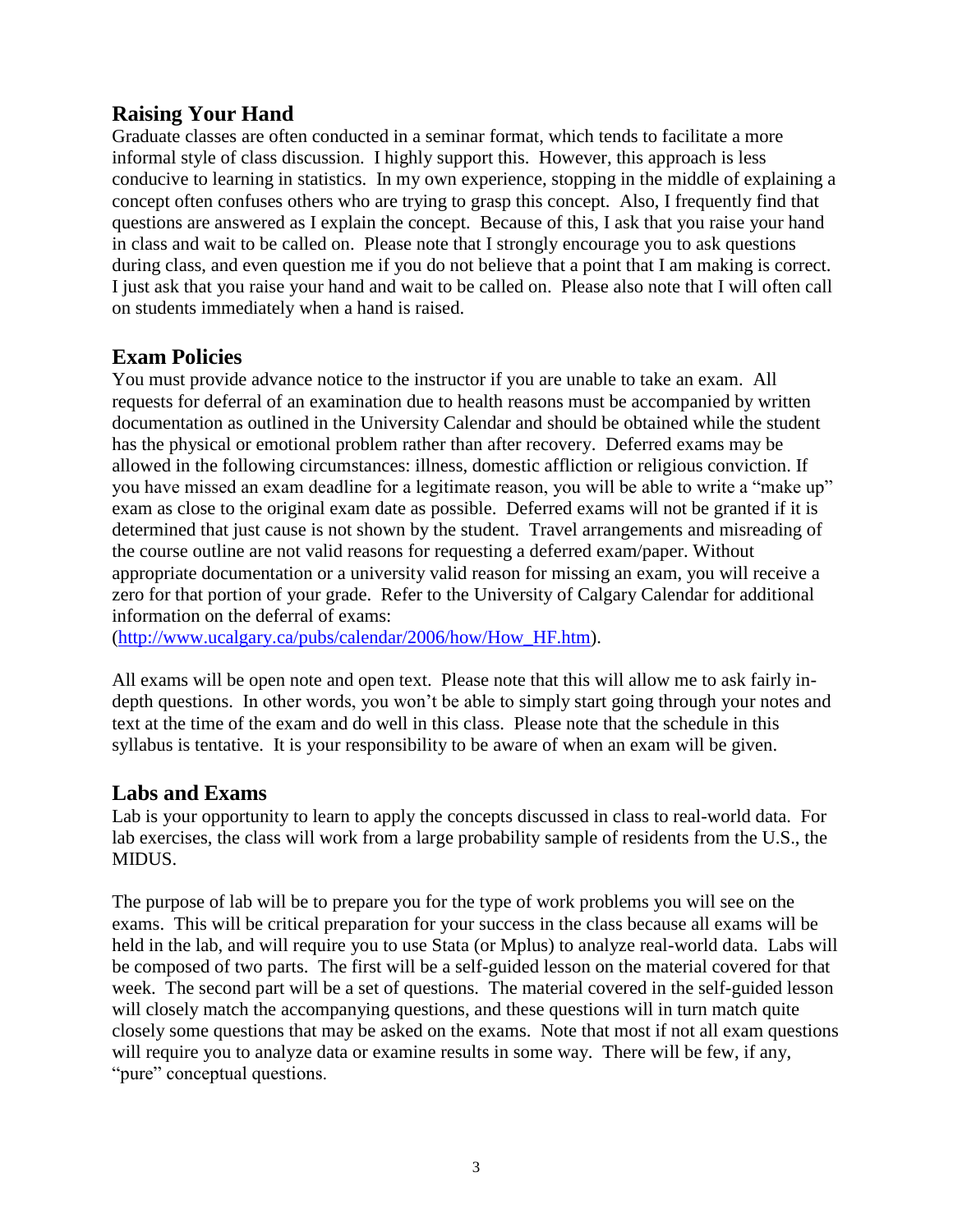## Raising Your Hand

Graduate classes are often conducted in a seminar format, which tends to facilitate a more informal style of class discussion. I highly support this. However, this approach is less conducive to learning in statistics. In my own experience, stopping in the middle of explaining a concept often confuses others who are trying to grasp this concept. Also, I frequently find that questions are answered as I explain the concept. Because of this, I ask that you raise your hand in class and wait to be called on. Please note that I strongly encourage you to ask questions during class, and even question me if you do not believe that a point that I am making is correct. I just ask that you raise your hand and wait to be called on. Please also note that I will often call on students immediately when a hand is raised.

## Exam Policies

You must provide advance notice to the instructor if you are unable to take an exam. All requests for deferral of an examination due to health reasons must be accompanied by written documentation as outlined in the University Calendar and should be obtained while the student has the physical or emotional problem rather than after recovery. Deferred exams may be allowed in the following circumstances: illness, domestic affliction or religious conviction. If you have missed an exam deadline for a legitimate reason, you will be able to write a "make up" exam as close to the original exam date as possible. Deferred exams will not be granted if it is determined that just cause is not shown by the student. Travel arrangements and misreading of the course outline are not valid reasons for requesting a deferred exam/paper. Without appropriate documentation or a university valid reason for missing an exam, you will receive a zero for that portion of your grade. Refer to the University of Calgary Calendar for additional information on the deferral of exams:
(http://www.ucalgary.ca/pubs/calendar/2006/how/How_HF.htm).

All exams will be open note and open text. Please note that this will allow me to ask fairly in-depth questions. In other words, you won't be able to simply start going through your notes and text at the time of the exam and do well in this class. Please note that the schedule in this syllabus is tentative. It is your responsibility to be aware of when an exam will be given.

## Labs and Exams

Lab is your opportunity to learn to apply the concepts discussed in class to real-world data. For lab exercises, the class will work from a large probability sample of residents from the U.S., the MIDUS.

The purpose of lab will be to prepare you for the type of work problems you will see on the exams. This will be critical preparation for your success in the class because all exams will be held in the lab, and will require you to use Stata (or Mplus) to analyze real-world data. Labs will be composed of two parts. The first will be a self-guided lesson on the material covered for that week. The second part will be a set of questions. The material covered in the self-guided lesson will closely match the accompanying questions, and these questions will in turn match quite closely some questions that may be asked on the exams. Note that most if not all exam questions will require you to analyze data or examine results in some way. There will be few, if any, "pure" conceptual questions.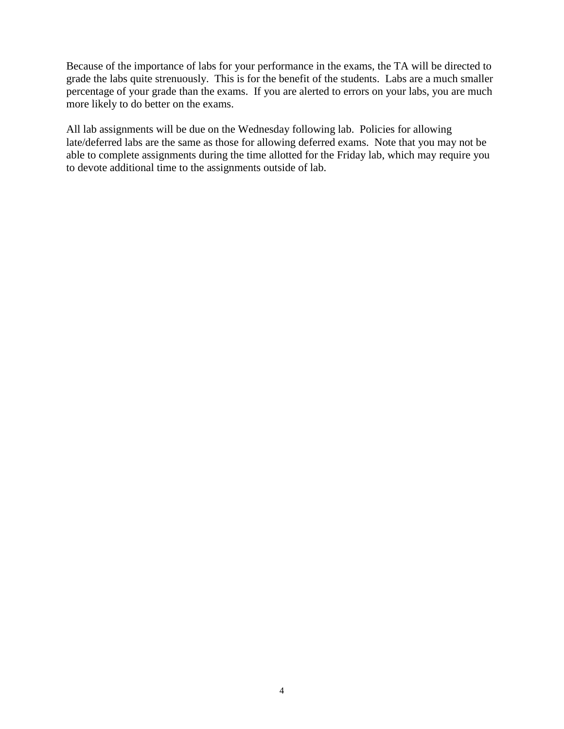Because of the importance of labs for your performance in the exams, the TA will be directed to grade the labs quite strenuously. This is for the benefit of the students. Labs are a much smaller percentage of your grade than the exams. If you are alerted to errors on your labs, you are much more likely to do better on the exams.

All lab assignments will be due on the Wednesday following lab. Policies for allowing late/deferred labs are the same as those for allowing deferred exams. Note that you may not be able to complete assignments during the time allotted for the Friday lab, which may require you to devote additional time to the assignments outside of lab.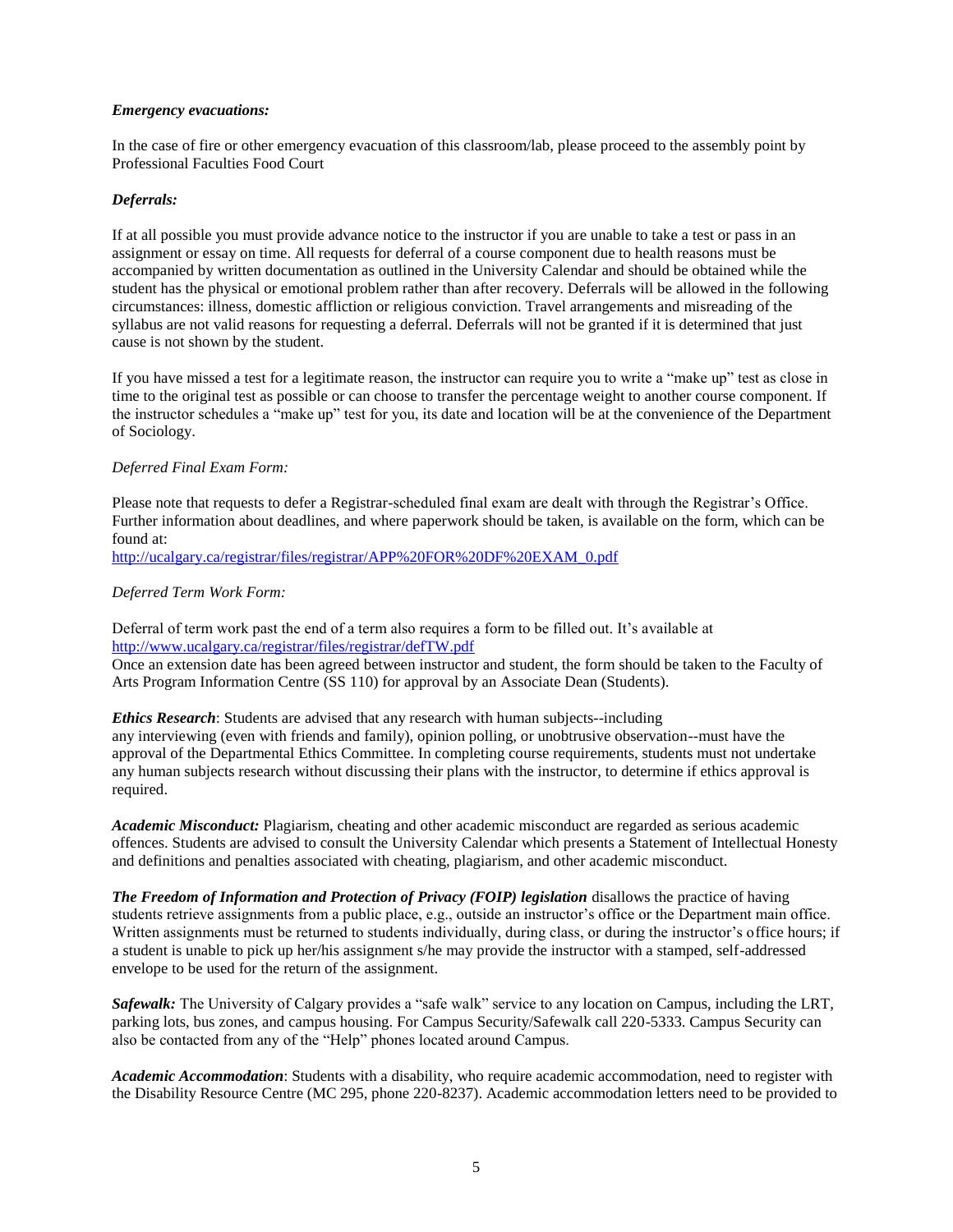***Emergency evacuations:***

In the case of fire or other emergency evacuation of this classroom/lab, please proceed to the assembly point by Professional Faculties Food Court

***Deferrals:***

If at all possible you must provide advance notice to the instructor if you are unable to take a test or pass in an assignment or essay on time. All requests for deferral of a course component due to health reasons must be accompanied by written documentation as outlined in the University Calendar and should be obtained while the student has the physical or emotional problem rather than after recovery. Deferrals will be allowed in the following circumstances: illness, domestic affliction or religious conviction. Travel arrangements and misreading of the syllabus are not valid reasons for requesting a deferral. Deferrals will not be granted if it is determined that just cause is not shown by the student.

If you have missed a test for a legitimate reason, the instructor can require you to write a "make up" test as close in time to the original test as possible or can choose to transfer the percentage weight to another course component. If the instructor schedules a "make up" test for you, its date and location will be at the convenience of the Department of Sociology.

*Deferred Final Exam Form:*

Please note that requests to defer a Registrar-scheduled final exam are dealt with through the Registrar's Office. Further information about deadlines, and where paperwork should be taken, is available on the form, which can be found at:
[http://ucalgary.ca/registrar/files/registrar/APP%20FOR%20DF%20EXAM_0.pdf](http://ucalgary.ca/registrar/files/registrar/APP%20FOR%20DF%20EXAM_0.pdf)

*Deferred Term Work Form:*

Deferral of term work past the end of a term also requires a form to be filled out. It's available at [http://www.ucalgary.ca/registrar/files/registrar/defTW.pdf](http://www.ucalgary.ca/registrar/files/registrar/defTW.pdf)
Once an extension date has been agreed between instructor and student, the form should be taken to the Faculty of Arts Program Information Centre (SS 110) for approval by an Associate Dean (Students).

***Ethics Research***: Students are advised that any research with human subjects--including any interviewing (even with friends and family), opinion polling, or unobtrusive observation--must have the approval of the Departmental Ethics Committee. In completing course requirements, students must not undertake any human subjects research without discussing their plans with the instructor, to determine if ethics approval is required.

***Academic Misconduct:*** Plagiarism, cheating and other academic misconduct are regarded as serious academic offences. Students are advised to consult the University Calendar which presents a Statement of Intellectual Honesty and definitions and penalties associated with cheating, plagiarism, and other academic misconduct.

***The Freedom of Information and Protection of Privacy (FOIP) legislation*** disallows the practice of having students retrieve assignments from a public place, e.g., outside an instructor's office or the Department main office. Written assignments must be returned to students individually, during class, or during the instructor's office hours; if a student is unable to pick up her/his assignment s/he may provide the instructor with a stamped, self-addressed envelope to be used for the return of the assignment.

***Safewalk:*** The University of Calgary provides a "safe walk" service to any location on Campus, including the LRT, parking lots, bus zones, and campus housing. For Campus Security/Safewalk call 220-5333. Campus Security can also be contacted from any of the "Help" phones located around Campus.

***Academic Accommodation***: Students with a disability, who require academic accommodation, need to register with the Disability Resource Centre (MC 295, phone 220-8237). Academic accommodation letters need to be provided to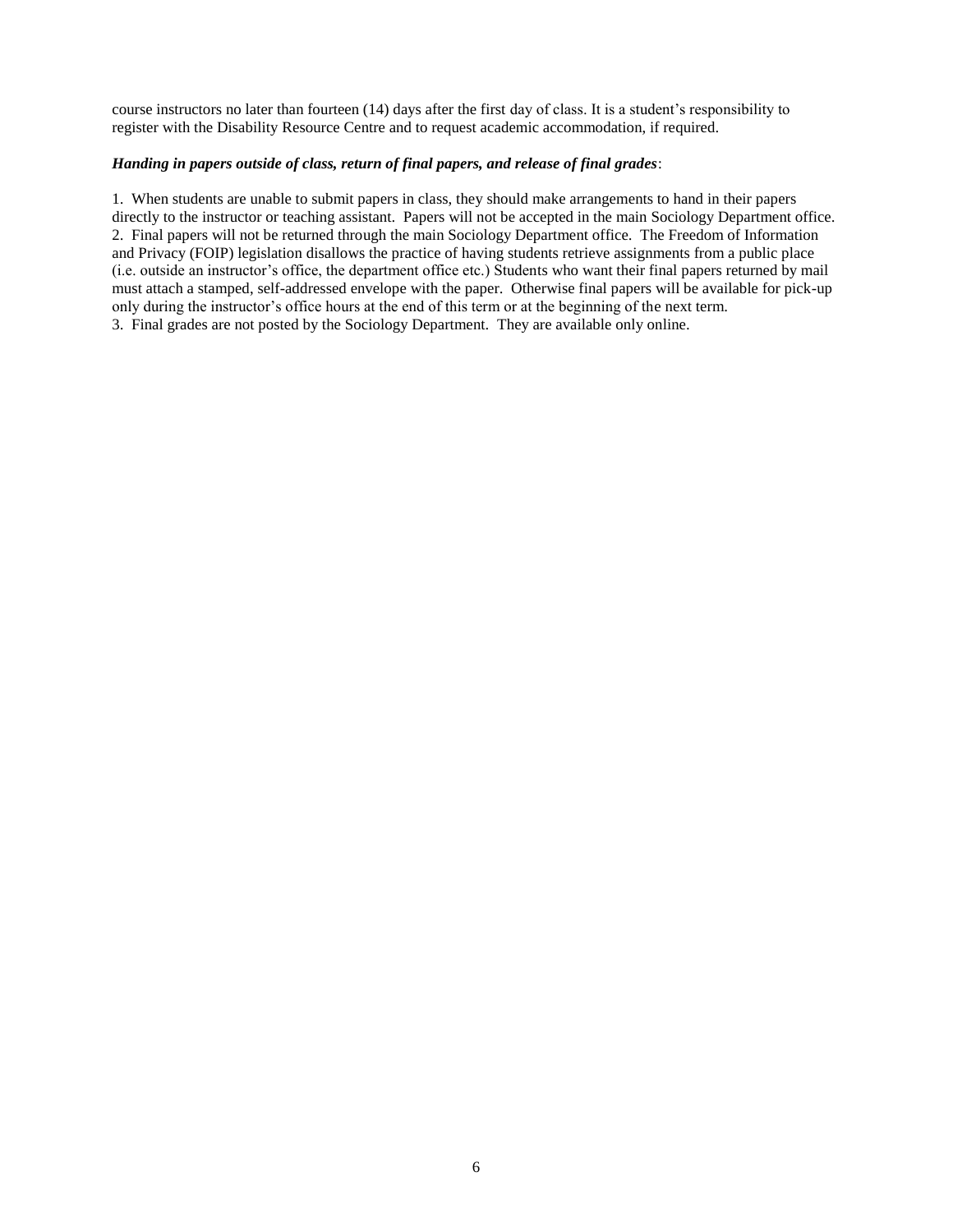course instructors no later than fourteen (14) days after the first day of class. It is a student's responsibility to register with the Disability Resource Centre and to request academic accommodation, if required.

***Handing in papers outside of class, return of final papers, and release of final grades***:

1. When students are unable to submit papers in class, they should make arrangements to hand in their papers directly to the instructor or teaching assistant. Papers will not be accepted in the main Sociology Department office.
2. Final papers will not be returned through the main Sociology Department office. The Freedom of Information and Privacy (FOIP) legislation disallows the practice of having students retrieve assignments from a public place (i.e. outside an instructor's office, the department office etc.) Students who want their final papers returned by mail must attach a stamped, self-addressed envelope with the paper. Otherwise final papers will be available for pick-up only during the instructor's office hours at the end of this term or at the beginning of the next term.
3. Final grades are not posted by the Sociology Department. They are available only online.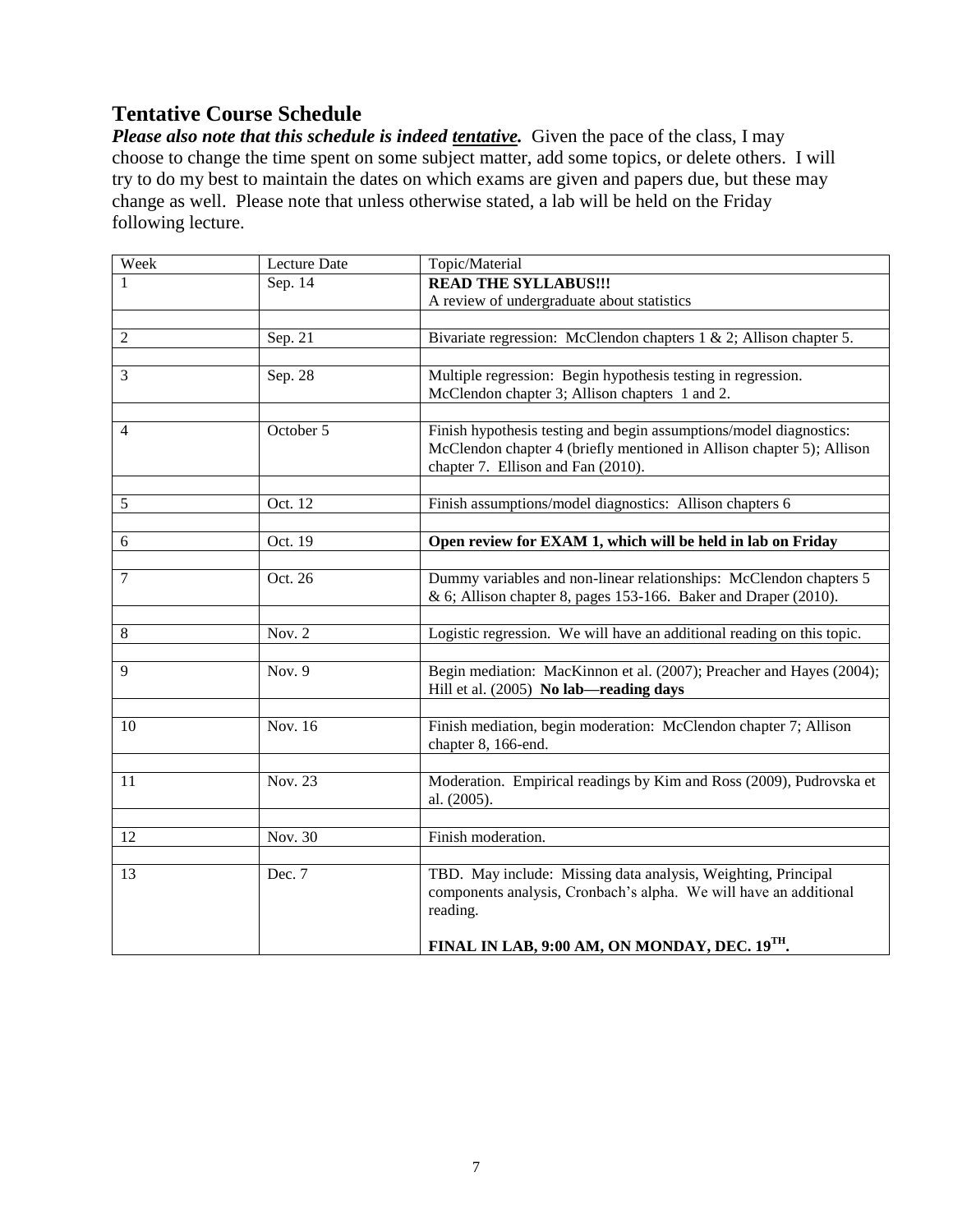## Tentative Course Schedule

***Please also note that this schedule is indeed <u>tentative</u>.*** Given the pace of the class, I may choose to change the time spent on some subject matter, add some topics, or delete others. I will try to do my best to maintain the dates on which exams are given and papers due, but these may change as well. Please note that unless otherwise stated, a lab will be held on the Friday following lecture.

| Week | Lecture Date | Topic/Material |
|---|---|---|
| 1 | Sep. 14 | **READ THE SYLLABUS!!!** A review of undergraduate about statistics |
| | | |
| 2 | Sep. 21 | Bivariate regression: McClendon chapters 1 & 2; Allison chapter 5. |
| | | |
| 3 | Sep. 28 | Multiple regression: Begin hypothesis testing in regression. McClendon chapter 3; Allison chapters 1 and 2. |
| | | |
| 4 | October 5 | Finish hypothesis testing and begin assumptions/model diagnostics: McClendon chapter 4 (briefly mentioned in Allison chapter 5); Allison chapter 7. Ellison and Fan (2010). |
| | | |
| 5 | Oct. 12 | Finish assumptions/model diagnostics: Allison chapters 6 |
| | | |
| 6 | Oct. 19 | **Open review for EXAM 1, which will be held in lab on Friday** |
| | | |
| 7 | Oct. 26 | Dummy variables and non-linear relationships: McClendon chapters 5 & 6; Allison chapter 8, pages 153-166. Baker and Draper (2010). |
| | | |
| 8 | Nov. 2 | Logistic regression. We will have an additional reading on this topic. |
| | | |
| 9 | Nov. 9 | Begin mediation: MacKinnon et al. (2007); Preacher and Hayes (2004); Hill et al. (2005) **No lab—reading days** |
| | | |
| 10 | Nov. 16 | Finish mediation, begin moderation: McClendon chapter 7; Allison chapter 8, 166-end. |
| | | |
| 11 | Nov. 23 | Moderation. Empirical readings by Kim and Ross (2009), Pudrovska et al. (2005). |
| | | |
| 12 | Nov. 30 | Finish moderation. |
| | | |
| 13 | Dec. 7 | TBD. May include: Missing data analysis, Weighting, Principal components analysis, Cronbach's alpha. We will have an additional reading. **FINAL IN LAB, 9:00 AM, ON MONDAY, DEC. 19TH.** |